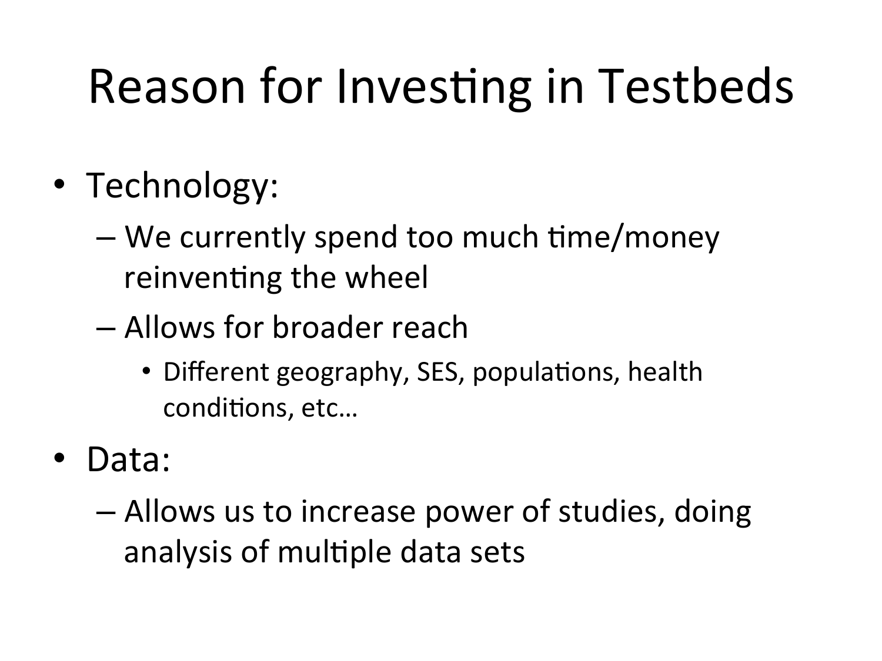# Reason for Investing in Testbeds

- Technology:
  - We currently spend too much time/money reinventing the wheel
  - Allows for broader reach
    - Different geography, SES, populations, health conditions, etc…
- Data:
  - Allows us to increase power of studies, doing analysis of multiple data sets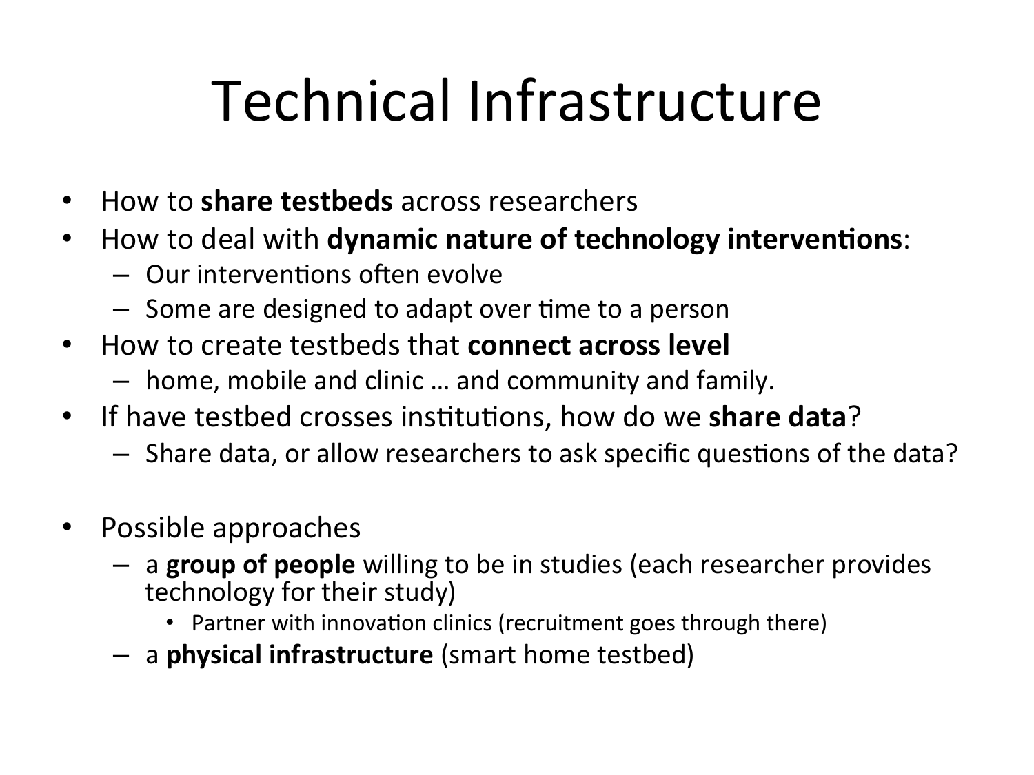# Technical Infrastructure

- How to **share testbeds** across researchers
- How to deal with **dynamic nature of technology interventions**:
  - Our interventions often evolve
  - Some are designed to adapt over time to a person
- How to create testbeds that **connect across level**
  - home, mobile and clinic … and community and family.
- If have testbed crosses institutions, how do we **share data**?
  - Share data, or allow researchers to ask specific questions of the data?

- Possible approaches
  - a **group of people** willing to be in studies (each researcher provides technology for their study)
    - Partner with innovation clinics (recruitment goes through there)
  - a **physical infrastructure** (smart home testbed)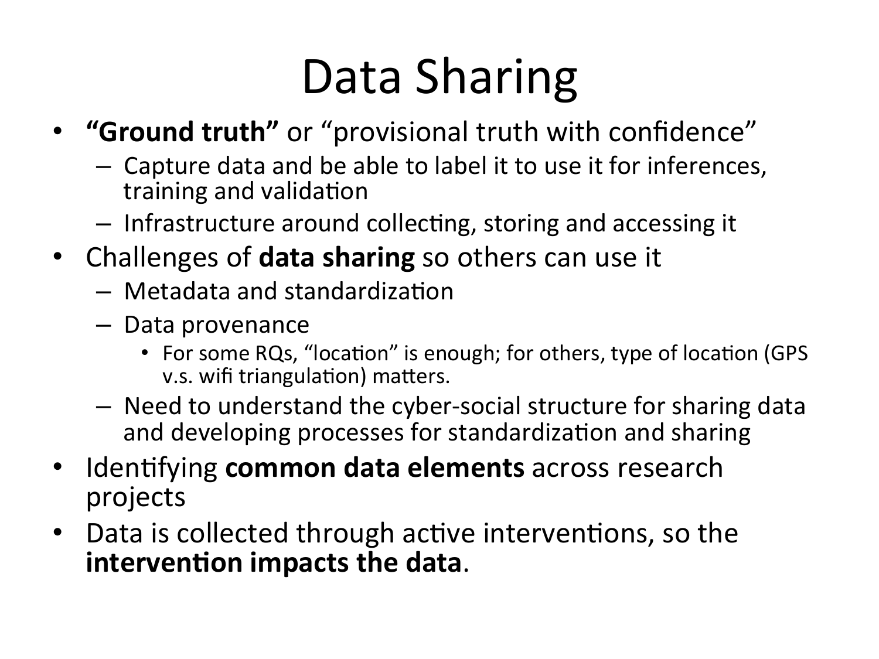# Data Sharing

- **“Ground truth”** or “provisional truth with confidence”
  - Capture data and be able to label it to use it for inferences, training and validation
  - Infrastructure around collecting, storing and accessing it
- Challenges of **data sharing** so others can use it
  - Metadata and standardization
  - Data provenance
    - For some RQs, “location” is enough; for others, type of location (GPS v.s. wifi triangulation) matters.
  - Need to understand the cyber-social structure for sharing data and developing processes for standardization and sharing
- Identifying **common data elements** across research projects
- Data is collected through active interventions, so the **intervention impacts the data**.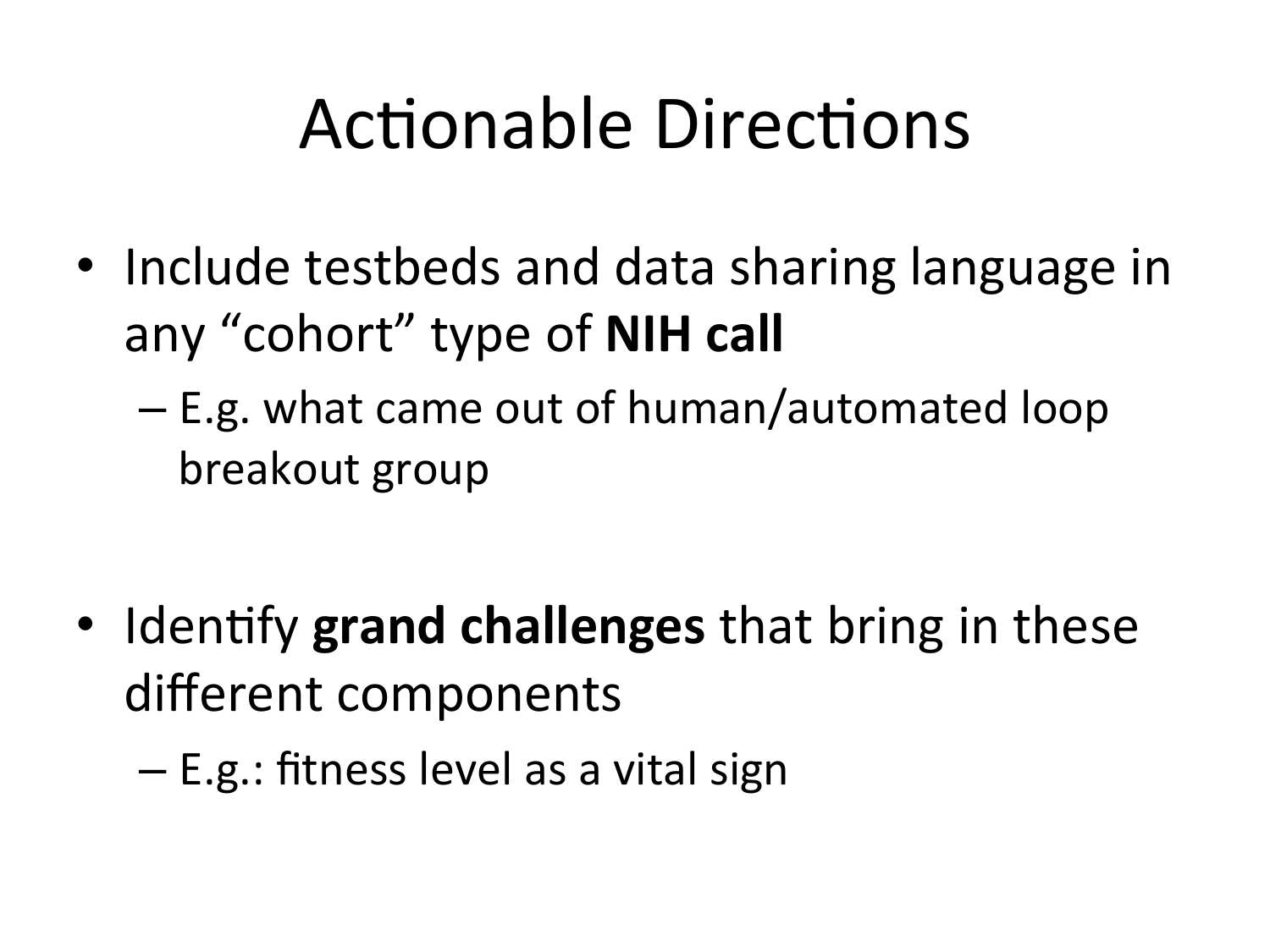# Actionable Directions

- Include testbeds and data sharing language in any "cohort" type of **NIH call**
  - E.g. what came out of human/automated loop breakout group

- Identify **grand challenges** that bring in these different components
  - E.g.: fitness level as a vital sign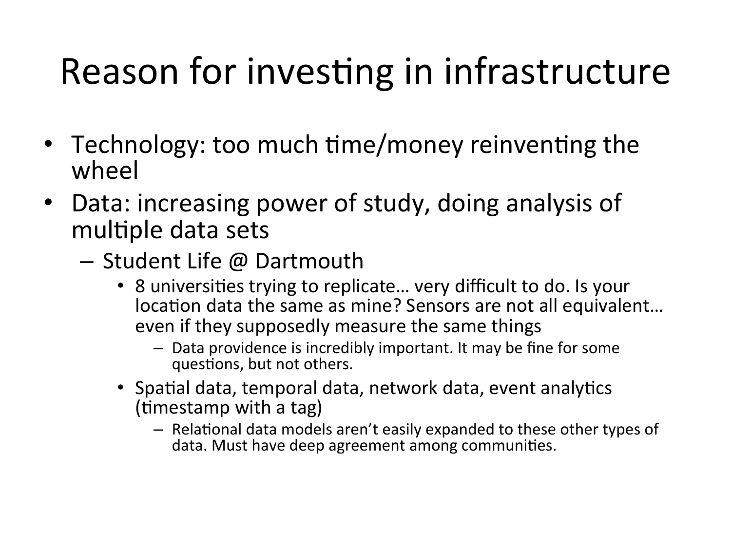# Reason for investing in infrastructure

- Technology: too much time/money reinventing the wheel
- Data: increasing power of study, doing analysis of multiple data sets
  - Student Life @ Dartmouth
    - 8 universities trying to replicate… very difficult to do. Is your location data the same as mine? Sensors are not all equivalent… even if they supposedly measure the same things
      - Data providence is incredibly important. It may be fine for some questions, but not others.
    - Spatial data, temporal data, network data, event analytics (timestamp with a tag)
      - Relational data models aren't easily expanded to these other types of data. Must have deep agreement among communities.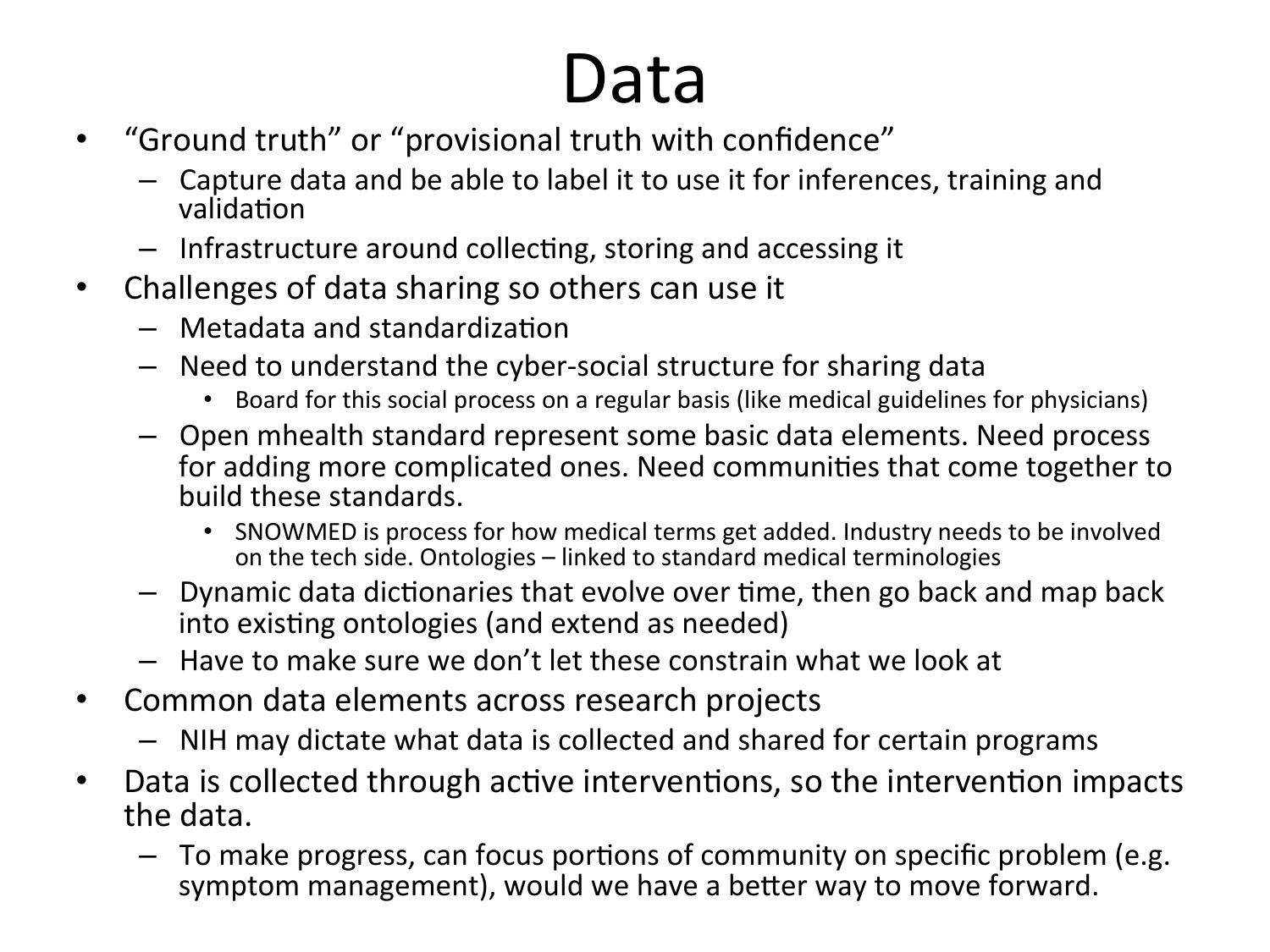# Data

- "Ground truth" or "provisional truth with confidence"
  - Capture data and be able to label it to use it for inferences, training and validation
  - Infrastructure around collecting, storing and accessing it
- Challenges of data sharing so others can use it
  - Metadata and standardization
  - Need to understand the cyber-social structure for sharing data
    - Board for this social process on a regular basis (like medical guidelines for physicians)
  - Open mhealth standard represent some basic data elements. Need process for adding more complicated ones. Need communities that come together to build these standards.
    - SNOWMED is process for how medical terms get added. Industry needs to be involved on the tech side. Ontologies – linked to standard medical terminologies
  - Dynamic data dictionaries that evolve over time, then go back and map back into existing ontologies (and extend as needed)
  - Have to make sure we don't let these constrain what we look at
- Common data elements across research projects
  - NIH may dictate what data is collected and shared for certain programs
- Data is collected through active interventions, so the intervention impacts the data.
  - To make progress, can focus portions of community on specific problem (e.g. symptom management), would we have a better way to move forward.